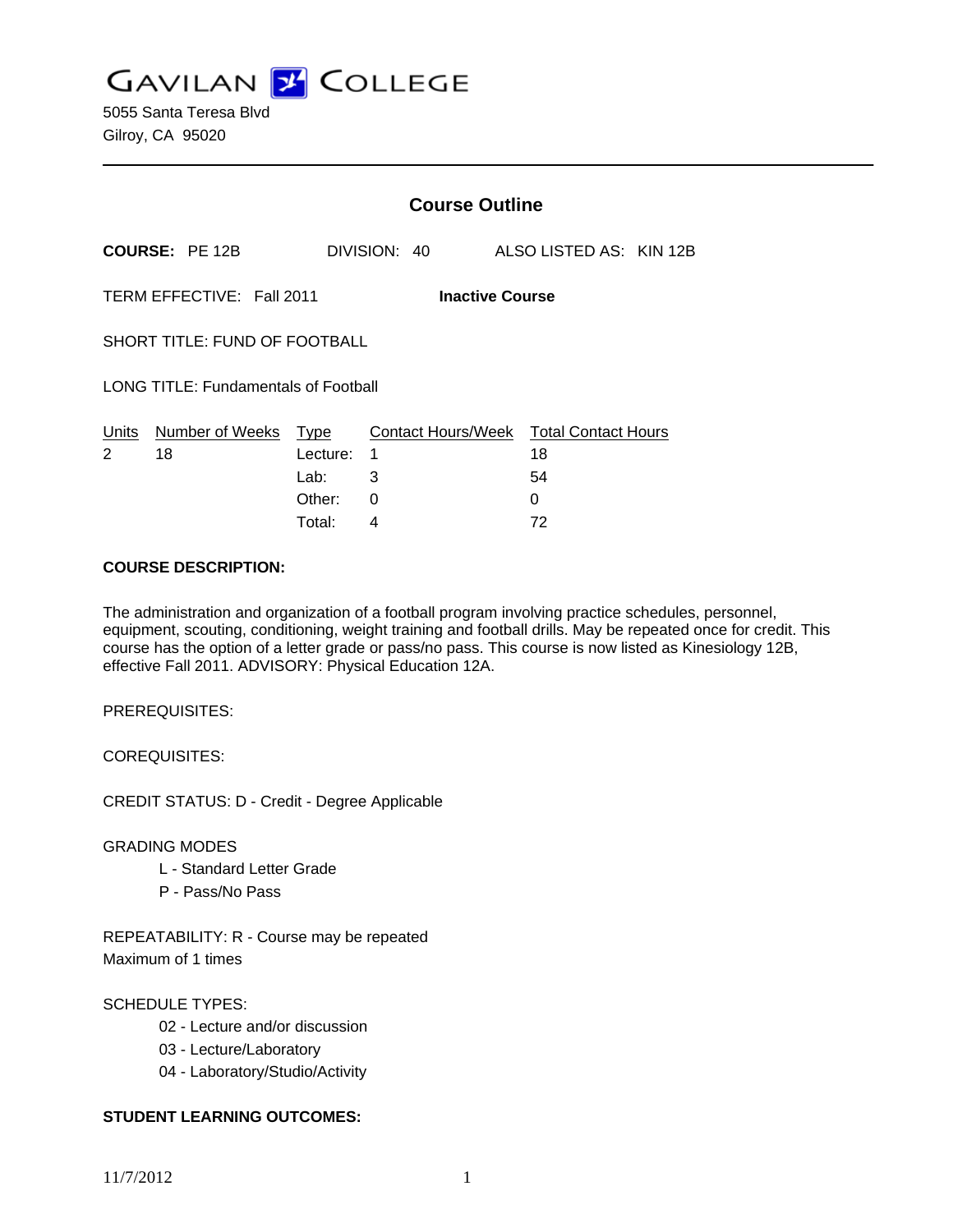# GAVILAN COLLEGE

5055 Santa Teresa Blvd
Gilroy, CA 95020

---

## Course Outline

**COURSE:** PE 12B DIVISION: 40 ALSO LISTED AS: KIN 12B

TERM EFFECTIVE: Fall 2011 **Inactive Course**

SHORT TITLE: FUND OF FOOTBALL

LONG TITLE: Fundamentals of Football

| Units | Number of Weeks | Type | Contact Hours/Week | Total Contact Hours |
|---|---|---|---|---|
| 2 | 18 | Lecture: | 1 | 18 |
| | | Lab: | 3 | 54 |
| | | Other: | 0 | 0 |
| | | Total: | 4 | 72 |

**COURSE DESCRIPTION:**

The administration and organization of a football program involving practice schedules, personnel, equipment, scouting, conditioning, weight training and football drills. May be repeated once for credit. This course has the option of a letter grade or pass/no pass. This course is now listed as Kinesiology 12B, effective Fall 2011. ADVISORY: Physical Education 12A.

PREREQUISITES:

COREQUISITES:

CREDIT STATUS: D - Credit - Degree Applicable

GRADING MODES
- L - Standard Letter Grade
- P - Pass/No Pass

REPEATABILITY: R - Course may be repeated
Maximum of 1 times

SCHEDULE TYPES:
- 02 - Lecture and/or discussion
- 03 - Lecture/Laboratory
- 04 - Laboratory/Studio/Activity

**STUDENT LEARNING OUTCOMES:**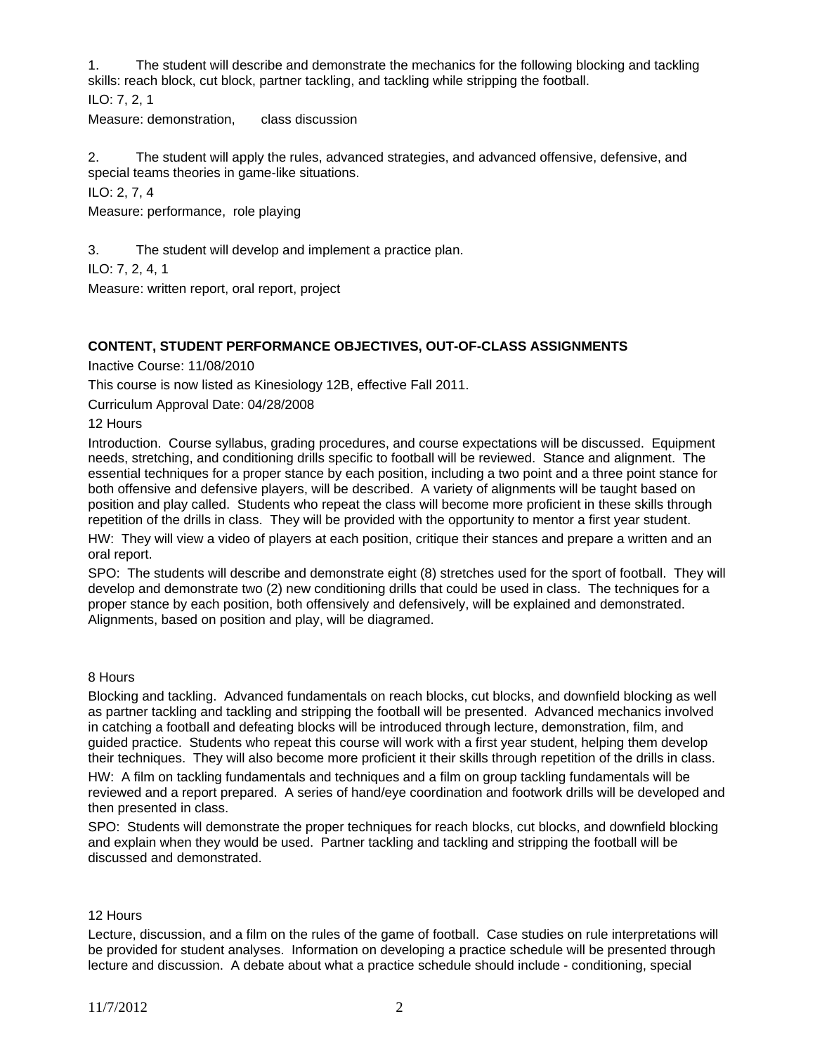1. The student will describe and demonstrate the mechanics for the following blocking and tackling skills: reach block, cut block, partner tackling, and tackling while stripping the football.

ILO: 7, 2, 1

Measure: demonstration, class discussion

2. The student will apply the rules, advanced strategies, and advanced offensive, defensive, and special teams theories in game-like situations.

ILO: 2, 7, 4

Measure: performance, role playing

3. The student will develop and implement a practice plan.

ILO: 7, 2, 4, 1

Measure: written report, oral report, project

**CONTENT, STUDENT PERFORMANCE OBJECTIVES, OUT-OF-CLASS ASSIGNMENTS**

Inactive Course: 11/08/2010

This course is now listed as Kinesiology 12B, effective Fall 2011.

Curriculum Approval Date: 04/28/2008

12 Hours

Introduction. Course syllabus, grading procedures, and course expectations will be discussed. Equipment needs, stretching, and conditioning drills specific to football will be reviewed. Stance and alignment. The essential techniques for a proper stance by each position, including a two point and a three point stance for both offensive and defensive players, will be described. A variety of alignments will be taught based on position and play called. Students who repeat the class will become more proficient in these skills through repetition of the drills in class. They will be provided with the opportunity to mentor a first year student.

HW: They will view a video of players at each position, critique their stances and prepare a written and an oral report.

SPO: The students will describe and demonstrate eight (8) stretches used for the sport of football. They will develop and demonstrate two (2) new conditioning drills that could be used in class. The techniques for a proper stance by each position, both offensively and defensively, will be explained and demonstrated. Alignments, based on position and play, will be diagramed.

8 Hours

Blocking and tackling. Advanced fundamentals on reach blocks, cut blocks, and downfield blocking as well as partner tackling and tackling and stripping the football will be presented. Advanced mechanics involved in catching a football and defeating blocks will be introduced through lecture, demonstration, film, and guided practice. Students who repeat this course will work with a first year student, helping them develop their techniques. They will also become more proficient it their skills through repetition of the drills in class.

HW: A film on tackling fundamentals and techniques and a film on group tackling fundamentals will be reviewed and a report prepared. A series of hand/eye coordination and footwork drills will be developed and then presented in class.

SPO: Students will demonstrate the proper techniques for reach blocks, cut blocks, and downfield blocking and explain when they would be used. Partner tackling and tackling and stripping the football will be discussed and demonstrated.

12 Hours

Lecture, discussion, and a film on the rules of the game of football. Case studies on rule interpretations will be provided for student analyses. Information on developing a practice schedule will be presented through lecture and discussion. A debate about what a practice schedule should include - conditioning, special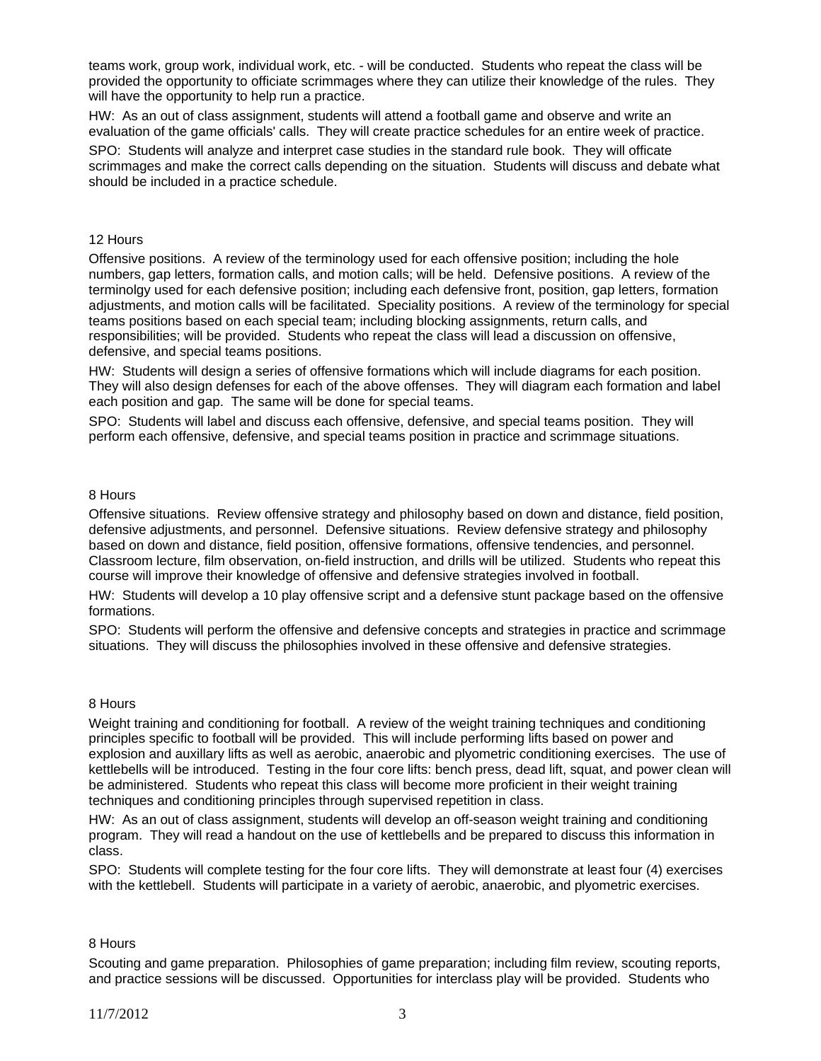teams work, group work, individual work, etc. - will be conducted. Students who repeat the class will be provided the opportunity to officiate scrimmages where they can utilize their knowledge of the rules. They will have the opportunity to help run a practice.

HW: As an out of class assignment, students will attend a football game and observe and write an evaluation of the game officials' calls. They will create practice schedules for an entire week of practice.

SPO: Students will analyze and interpret case studies in the standard rule book. They will officate scrimmages and make the correct calls depending on the situation. Students will discuss and debate what should be included in a practice schedule.

12 Hours

Offensive positions. A review of the terminology used for each offensive position; including the hole numbers, gap letters, formation calls, and motion calls; will be held. Defensive positions. A review of the terminolgy used for each defensive position; including each defensive front, position, gap letters, formation adjustments, and motion calls will be facilitated. Speciality positions. A review of the terminology for special teams positions based on each special team; including blocking assignments, return calls, and responsibilities; will be provided. Students who repeat the class will lead a discussion on offensive, defensive, and special teams positions.

HW: Students will design a series of offensive formations which will include diagrams for each position. They will also design defenses for each of the above offenses. They will diagram each formation and label each position and gap. The same will be done for special teams.

SPO: Students will label and discuss each offensive, defensive, and special teams position. They will perform each offensive, defensive, and special teams position in practice and scrimmage situations.

8 Hours

Offensive situations. Review offensive strategy and philosophy based on down and distance, field position, defensive adjustments, and personnel. Defensive situations. Review defensive strategy and philosophy based on down and distance, field position, offensive formations, offensive tendencies, and personnel. Classroom lecture, film observation, on-field instruction, and drills will be utilized. Students who repeat this course will improve their knowledge of offensive and defensive strategies involved in football.

HW: Students will develop a 10 play offensive script and a defensive stunt package based on the offensive formations.

SPO: Students will perform the offensive and defensive concepts and strategies in practice and scrimmage situations. They will discuss the philosophies involved in these offensive and defensive strategies.

8 Hours

Weight training and conditioning for football. A review of the weight training techniques and conditioning principles specific to football will be provided. This will include performing lifts based on power and explosion and auxillary lifts as well as aerobic, anaerobic and plyometric conditioning exercises. The use of kettlebells will be introduced. Testing in the four core lifts: bench press, dead lift, squat, and power clean will be administered. Students who repeat this class will become more proficient in their weight training techniques and conditioning principles through supervised repetition in class.

HW: As an out of class assignment, students will develop an off-season weight training and conditioning program. They will read a handout on the use of kettlebells and be prepared to discuss this information in class.

SPO: Students will complete testing for the four core lifts. They will demonstrate at least four (4) exercises with the kettlebell. Students will participate in a variety of aerobic, anaerobic, and plyometric exercises.

8 Hours

Scouting and game preparation. Philosophies of game preparation; including film review, scouting reports, and practice sessions will be discussed. Opportunities for interclass play will be provided. Students who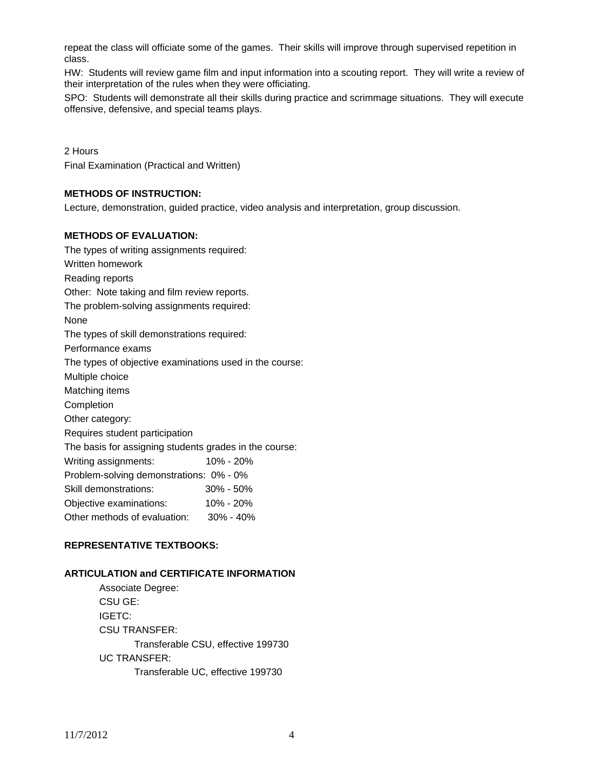repeat the class will officiate some of the games. Their skills will improve through supervised repetition in class.

HW: Students will review game film and input information into a scouting report. They will write a review of their interpretation of the rules when they were officiating.

SPO: Students will demonstrate all their skills during practice and scrimmage situations. They will execute offensive, defensive, and special teams plays.

2 Hours

Final Examination (Practical and Written)

**METHODS OF INSTRUCTION:**

Lecture, demonstration, guided practice, video analysis and interpretation, group discussion.

**METHODS OF EVALUATION:**

The types of writing assignments required:

Written homework

Reading reports

Other: Note taking and film review reports.

The problem-solving assignments required:

None

The types of skill demonstrations required:

Performance exams

The types of objective examinations used in the course:

Multiple choice

Matching items

Completion

Other category:

Requires student participation

The basis for assigning students grades in the course:

| | |
|---|---|
| Writing assignments: | 10% - 20% |
| Problem-solving demonstrations: | 0% - 0% |
| Skill demonstrations: | 30% - 50% |
| Objective examinations: | 10% - 20% |
| Other methods of evaluation: | 30% - 40% |

**REPRESENTATIVE TEXTBOOKS:**

**ARTICULATION and CERTIFICATE INFORMATION**

Associate Degree:

CSU GE:

IGETC:

CSU TRANSFER:

Transferable CSU, effective 199730

UC TRANSFER:

Transferable UC, effective 199730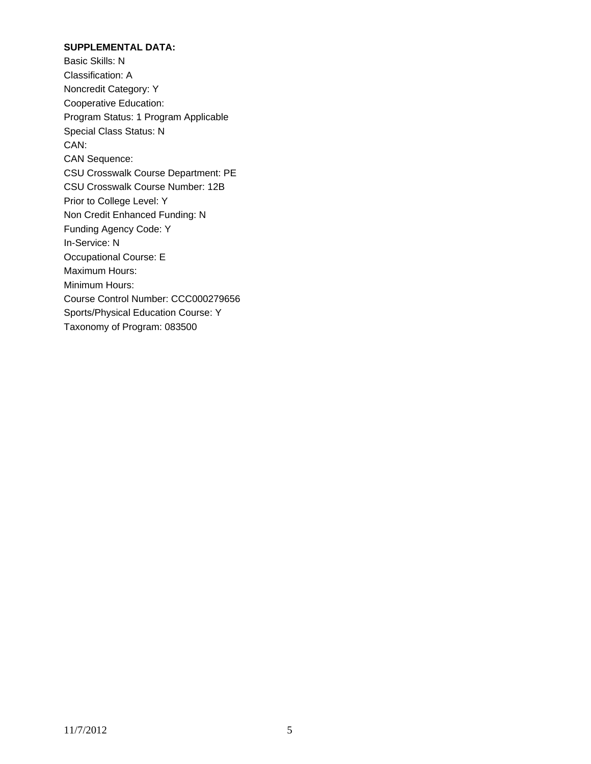**SUPPLEMENTAL DATA:**

Basic Skills: N

Classification: A

Noncredit Category: Y

Cooperative Education:

Program Status: 1 Program Applicable

Special Class Status: N

CAN:

CAN Sequence:

CSU Crosswalk Course Department: PE

CSU Crosswalk Course Number: 12B

Prior to College Level: Y

Non Credit Enhanced Funding: N

Funding Agency Code: Y

In-Service: N

Occupational Course: E

Maximum Hours:

Minimum Hours:

Course Control Number: CCC000279656

Sports/Physical Education Course: Y

Taxonomy of Program: 083500